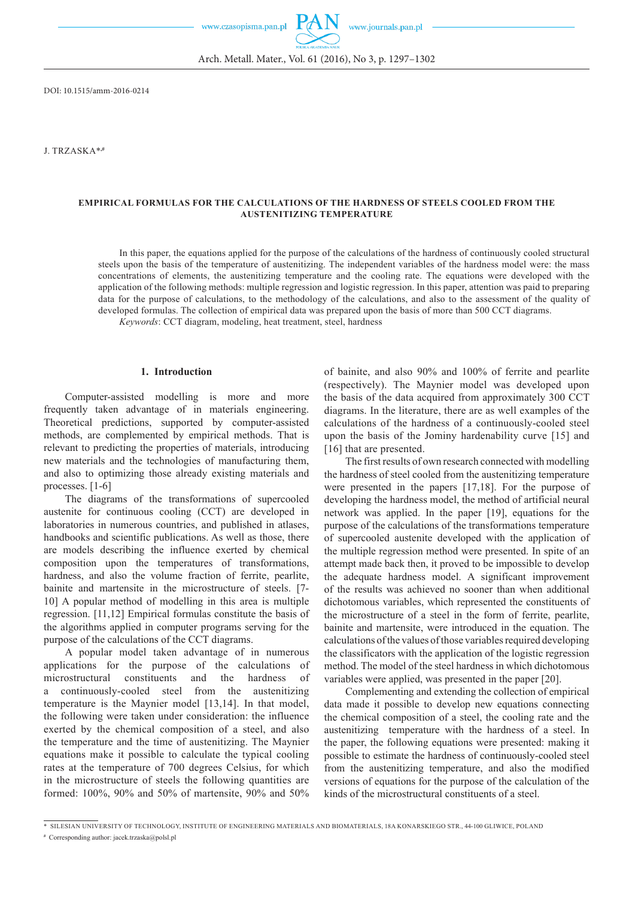DOI: 10.1515/amm-2016-0214

J. TRZASKA*,#

# EMPIRICAL FORMULAS FOR THE CALCULATIONS OF THE HARDNESS OF STEELS COOLED FROM THE AUSTENITIZING TEMPERATURE

In this paper, the equations applied for the purpose of the calculations of the hardness of continuously cooled structural steels upon the basis of the temperature of austenitizing. The independent variables of the hardness model were: the mass concentrations of elements, the austenitizing temperature and the cooling rate. The equations were developed with the application of the following methods: multiple regression and logistic regression. In this paper, attention was paid to preparing data for the purpose of calculations, to the methodology of the calculations, and also to the assessment of the quality of developed formulas. The collection of empirical data was prepared upon the basis of more than 500 CCT diagrams.

*Keywords*: CCT diagram, modeling, heat treatment, steel, hardness

## 1. Introduction

Computer-assisted modelling is more and more frequently taken advantage of in materials engineering. Theoretical predictions, supported by computer-assisted methods, are complemented by empirical methods. That is relevant to predicting the properties of materials, introducing new materials and the technologies of manufacturing them, and also to optimizing those already existing materials and processes. [1-6]

The diagrams of the transformations of supercooled austenite for continuous cooling (CCT) are developed in laboratories in numerous countries, and published in atlases, handbooks and scientific publications. As well as those, there are models describing the influence exerted by chemical composition upon the temperatures of transformations, hardness, and also the volume fraction of ferrite, pearlite, bainite and martensite in the microstructure of steels. [7-10] A popular method of modelling in this area is multiple regression. [11,12] Empirical formulas constitute the basis of the algorithms applied in computer programs serving for the purpose of the calculations of the CCT diagrams.

A popular model taken advantage of in numerous applications for the purpose of the calculations of microstructural constituents and the hardness of a continuously-cooled steel from the austenitizing temperature is the Maynier model [13,14]. In that model, the following were taken under consideration: the influence exerted by the chemical composition of a steel, and also the temperature and the time of austenitizing. The Maynier equations make it possible to calculate the typical cooling rates at the temperature of 700 degrees Celsius, for which in the microstructure of steels the following quantities are formed: 100%, 90% and 50% of martensite, 90% and 50% of bainite, and also 90% and 100% of ferrite and pearlite (respectively). The Maynier model was developed upon the basis of the data acquired from approximately 300 CCT diagrams. In the literature, there are as well examples of the calculations of the hardness of a continuously-cooled steel upon the basis of the Jominy hardenability curve [15] and [16] that are presented.

The first results of own research connected with modelling the hardness of steel cooled from the austenitizing temperature were presented in the papers [17,18]. For the purpose of developing the hardness model, the method of artificial neural network was applied. In the paper [19], equations for the purpose of the calculations of the transformations temperature of supercooled austenite developed with the application of the multiple regression method were presented. In spite of an attempt made back then, it proved to be impossible to develop the adequate hardness model. A significant improvement of the results was achieved no sooner than when additional dichotomous variables, which represented the constituents of the microstructure of a steel in the form of ferrite, pearlite, bainite and martensite, were introduced in the equation. The calculations of the values of those variables required developing the classificators with the application of the logistic regression method. The model of the steel hardness in which dichotomous variables were applied, was presented in the paper [20].

Complementing and extending the collection of empirical data made it possible to develop new equations connecting the chemical composition of a steel, the cooling rate and the austenitizing temperature with the hardness of a steel. In the paper, the following equations were presented: making it possible to estimate the hardness of continuously-cooled steel from the austenitizing temperature, and also the modified versions of equations for the purpose of the calculation of the kinds of the microstructural constituents of a steel.

\* SILESIAN UNIVERSITY OF TECHNOLOGY, INSTITUTE OF ENGINEERING MATERIALS AND BIOMATERIALS, 18A KONARSKIEGO STR., 44-100 GLIWICE, POLAND

\# Corresponding author: jacek.trzaska@polsl.pl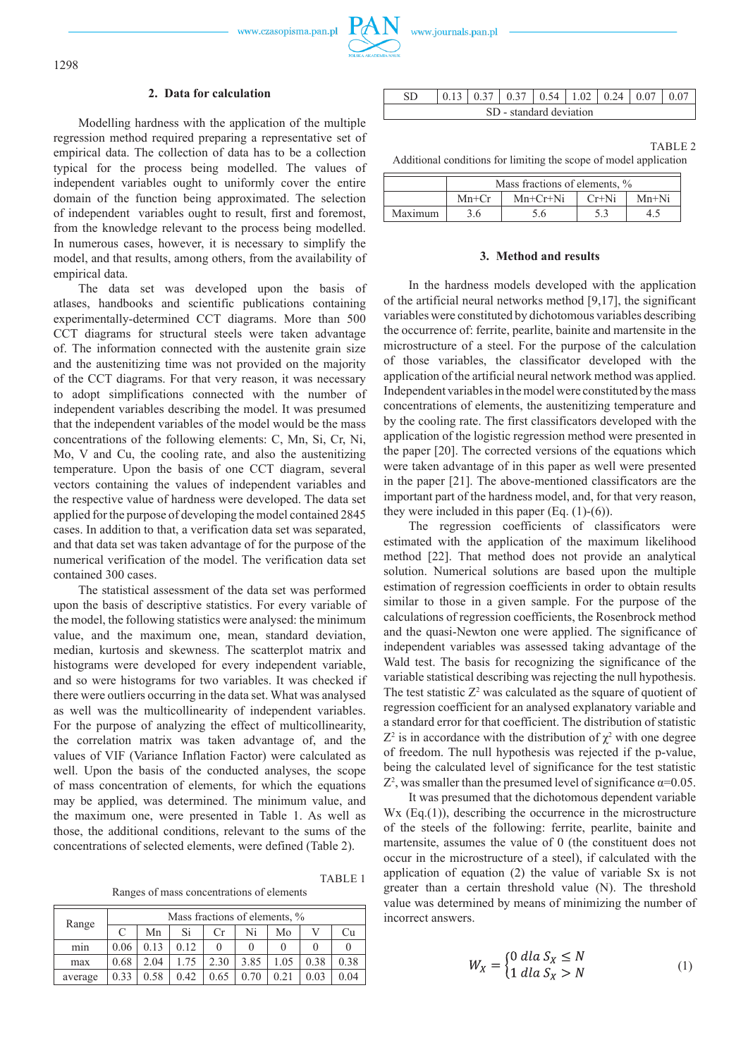## 2. Data for calculation

Modelling hardness with the application of the multiple regression method required preparing a representative set of empirical data. The collection of data has to be a collection typical for the process being modelled. The values of independent variables ought to uniformly cover the entire domain of the function being approximated. The selection of independent variables ought to result, first and foremost, from the knowledge relevant to the process being modelled. In numerous cases, however, it is necessary to simplify the model, and that results, among others, from the availability of empirical data.

The data set was developed upon the basis of atlases, handbooks and scientific publications containing experimentally-determined CCT diagrams. More than 500 CCT diagrams for structural steels were taken advantage of. The information connected with the austenite grain size and the austenitizing time was not provided on the majority of the CCT diagrams. For that very reason, it was necessary to adopt simplifications connected with the number of independent variables describing the model. It was presumed that the independent variables of the model would be the mass concentrations of the following elements: C, Mn, Si, Cr, Ni, Mo, V and Cu, the cooling rate, and also the austenitizing temperature. Upon the basis of one CCT diagram, several vectors containing the values of independent variables and the respective value of hardness were developed. The data set applied for the purpose of developing the model contained 2845 cases. In addition to that, a verification data set was separated, and that data set was taken advantage of for the purpose of the numerical verification of the model. The verification data set contained 300 cases.

The statistical assessment of the data set was performed upon the basis of descriptive statistics. For every variable of the model, the following statistics were analysed: the minimum value, and the maximum one, mean, standard deviation, median, kurtosis and skewness. The scatterplot matrix and histograms were developed for every independent variable, and so were histograms for two variables. It was checked if there were outliers occurring in the data set. What was analysed as well was the multicollinearity of independent variables. For the purpose of analyzing the effect of multicollinearity, the correlation matrix was taken advantage of, and the values of VIF (Variance Inflation Factor) were calculated as well. Upon the basis of the conducted analyses, the scope of mass concentration of elements, for which the equations may be applied, was determined. The minimum value, and the maximum one, were presented in Table 1. As well as those, the additional conditions, relevant to the sums of the concentrations of selected elements, were defined (Table 2).

TABLE 1

Ranges of mass concentrations of elements

| Range | Mass fractions of elements, % | | | | | | | |
|---|---|---|---|---|---|---|---|---|
| | C | Mn | Si | Cr | Ni | Mo | V | Cu |
| min | 0.06 | 0.13 | 0.12 | 0 | 0 | 0 | 0 | 0 |
| max | 0.68 | 2.04 | 1.75 | 2.30 | 3.85 | 1.05 | 0.38 | 0.38 |
| average | 0.33 | 0.58 | 0.42 | 0.65 | 0.70 | 0.21 | 0.03 | 0.04 |
| SD | 0.13 | 0.37 | 0.37 | 0.54 | 1.02 | 0.24 | 0.07 | 0.07 |

SD - standard deviation

TABLE 2

Additional conditions for limiting the scope of model application

| | Mass fractions of elements, % | | | |
|---|---|---|---|---|
| | Mn+Cr | Mn+Cr+Ni | Cr+Ni | Mn+Ni |
| Maximum | 3.6 | 5.6 | 5.3 | 4.5 |

## 3. Method and results

In the hardness models developed with the application of the artificial neural networks method [9,17], the significant variables were constituted by dichotomous variables describing the occurrence of: ferrite, pearlite, bainite and martensite in the microstructure of a steel. For the purpose of the calculation of those variables, the classificator developed with the application of the artificial neural network method was applied. Independent variables in the model were constituted by the mass concentrations of elements, the austenitizing temperature and by the cooling rate. The first classificators developed with the application of the logistic regression method were presented in the paper [20]. The corrected versions of the equations which were taken advantage of in this paper as well were presented in the paper [21]. The above-mentioned classificators are the important part of the hardness model, and, for that very reason, they were included in this paper (Eq. (1)-(6)).

The regression coefficients of classificators were estimated with the application of the maximum likelihood method [22]. That method does not provide an analytical solution. Numerical solutions are based upon the multiple estimation of regression coefficients in order to obtain results similar to those in a given sample. For the purpose of the calculations of regression coefficients, the Rosenbrock method and the quasi-Newton one were applied. The significance of independent variables was assessed taking advantage of the Wald test. The basis for recognizing the significance of the variable statistical describing was rejecting the null hypothesis. The test statistic $Z^2$ was calculated as the square of quotient of regression coefficient for an analysed explanatory variable and a standard error for that coefficient. The distribution of statistic $Z^2$ is in accordance with the distribution of $\chi^2$ with one degree of freedom. The null hypothesis was rejected if the p-value, being the calculated level of significance for the test statistic $Z^2$, was smaller than the presumed level of significance $\alpha$=0.05.

It was presumed that the dichotomous dependent variable Wx (Eq.(1)), describing the occurrence in the microstructure of the steels of the following: ferrite, pearlite, bainite and martensite, assumes the value of 0 (the constituent does not occur in the microstructure of a steel), if calculated with the application of equation (2) the value of variable Sx is not greater than a certain threshold value (N). The threshold value was determined by means of minimizing the number of incorrect answers.

$$W_X = \begin{cases} 0 \ dla \ S_X \le N \\ 1 \ dla \ S_X > N \end{cases} \tag{1}$$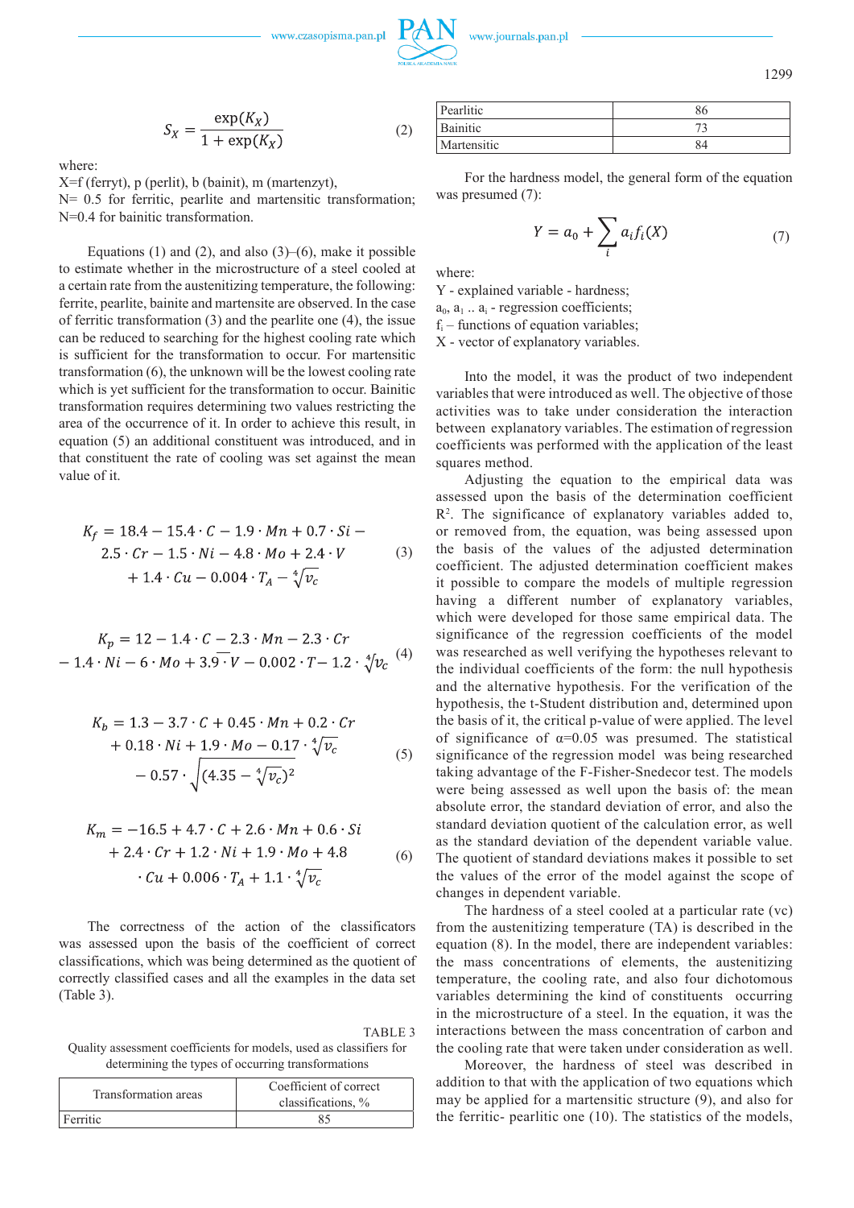$$S_X = \frac{\exp(K_X)}{1+\exp(K_X)} \tag{2}$$

where:
X=f (ferryt), p (perlit), b (bainit), m (martenzyt),
N= 0.5 for ferritic, pearlite and martensitic transformation; N=0.4 for bainitic transformation.

Equations (1) and (2), and also (3)–(6), make it possible to estimate whether in the microstructure of a steel cooled at a certain rate from the austenitizing temperature, the following: ferrite, pearlite, bainite and martensite are observed. In the case of ferritic transformation (3) and the pearlite one (4), the issue can be reduced to searching for the highest cooling rate which is sufficient for the transformation to occur. For martensitic transformation (6), the unknown will be the lowest cooling rate which is yet sufficient for the transformation to occur. Bainitic transformation requires determining two values restricting the area of the occurrence of it. In order to achieve this result, in equation (5) an additional constituent was introduced, and in that constituent the rate of cooling was set against the mean value of it.

$$K_f = 18.4 - 15.4\cdot C - 1.9\cdot Mn + 0.7\cdot Si - 2.5\cdot Cr - 1.5\cdot Ni - 4.8\cdot Mo + 2.4\cdot V + 1.4\cdot Cu - 0.004\cdot T_A - \sqrt[4]{v_c} \tag{3}$$

$$K_p = 12 - 1.4\cdot C - 2.3\cdot Mn - 2.3\cdot Cr - 1.4\cdot Ni - 6\cdot Mo + 3.9\cdot V - 0.002\cdot T - 1.2\cdot \sqrt[4]{v_c} \tag{4}$$

$$K_b = 1.3 - 3.7\cdot C + 0.45\cdot Mn + 0.2\cdot Cr + 0.18\cdot Ni + 1.9\cdot Mo - 0.17\cdot \sqrt[4]{v_c} - 0.57\cdot \sqrt{(4.35 - \sqrt[4]{v_c})^2} \tag{5}$$

$$K_m = -16.5 + 4.7\cdot C + 2.6\cdot Mn + 0.6\cdot Si + 2.4\cdot Cr + 1.2\cdot Ni + 1.9\cdot Mo + 4.8\cdot Cu + 0.006\cdot T_A + 1.1\cdot \sqrt[4]{v_c} \tag{6}$$

The correctness of the action of the classificators was assessed upon the basis of the coefficient of correct classifications, which was being determined as the quotient of correctly classified cases and all the examples in the data set (Table 3).

TABLE 3

Quality assessment coefficients for models, used as classifiers for determining the types of occurring transformations

| Transformation areas | Coefficient of correct classifications, % |
|---|---|
| Ferritic | 85 |
| Pearlitic | 86 |
| Bainitic | 73 |
| Martensitic | 84 |

For the hardness model, the general form of the equation was presumed (7):

$$Y = a_0 + \sum_i a_i f_i(X) \tag{7}$$

where:
Y - explained variable - hardness;
$a_0$, $a_1$ .. $a_i$ - regression coefficients;
$f_i$ – functions of equation variables;
X - vector of explanatory variables.

Into the model, it was the product of two independent variables that were introduced as well. The objective of those activities was to take under consideration the interaction between explanatory variables. The estimation of regression coefficients was performed with the application of the least squares method.

Adjusting the equation to the empirical data was assessed upon the basis of the determination coefficient $R^2$. The significance of explanatory variables added to, or removed from, the equation, was being assessed upon the basis of the values of the adjusted determination coefficient. The adjusted determination coefficient makes it possible to compare the models of multiple regression having a different number of explanatory variables, which were developed for those same empirical data. The significance of the regression coefficients of the model was researched as well verifying the hypotheses relevant to the individual coefficients of the form: the null hypothesis and the alternative hypothesis. For the verification of the hypothesis, the t-Student distribution and, determined upon the basis of it, the critical p-value of were applied. The level of significance of $\alpha$=0.05 was presumed. The statistical significance of the regression model was being researched taking advantage of the F-Fisher-Snedecor test. The models were being assessed as well upon the basis of: the mean absolute error, the standard deviation of error, and also the standard deviation quotient of the calculation error, as well as the standard deviation of the dependent variable value. The quotient of standard deviations makes it possible to set the values of the error of the model against the scope of changes in dependent variable.

The hardness of a steel cooled at a particular rate (vc) from the austenitizing temperature (TA) is described in the equation (8). In the model, there are independent variables: the mass concentrations of elements, the austenitizing temperature, the cooling rate, and also four dichotomous variables determining the kind of constituents occurring in the microstructure of a steel. In the equation, it was the interactions between the mass concentration of carbon and the cooling rate that were taken under consideration as well.

Moreover, the hardness of steel was described in addition to that with the application of two equations which may be applied for a martensitic structure (9), and also for the ferritic- pearlitic one (10). The statistics of the models,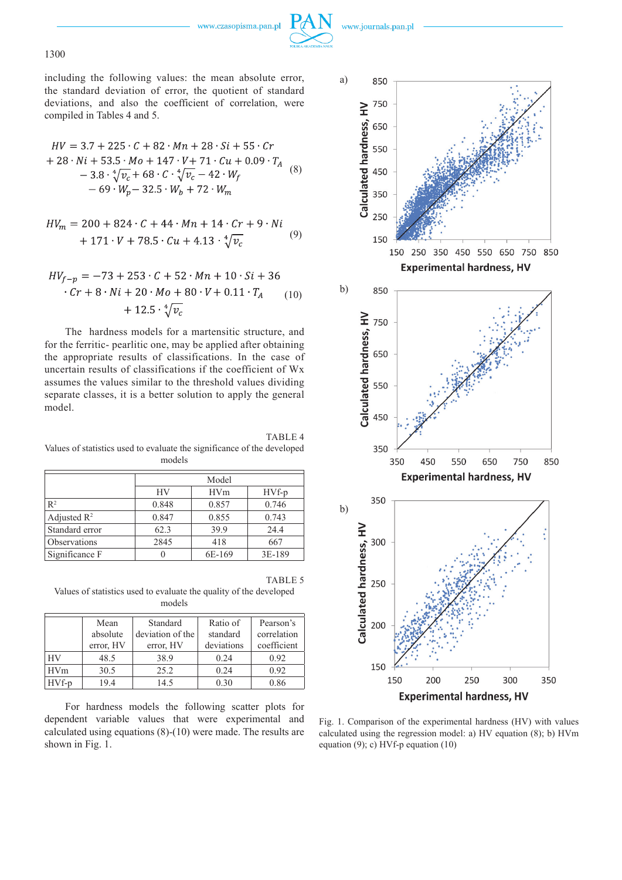including the following values: the mean absolute error, the standard deviation of error, the quotient of standard deviations, and also the coefficient of correlation, were compiled in Tables 4 and 5.

$$HV = 3.7 + 225 \cdot C + 82 \cdot Mn + 28 \cdot Si + 55 \cdot Cr + 28 \cdot Ni + 53.5 \cdot Mo + 147 \cdot V + 71 \cdot Cu + 0.09 \cdot T_A - 3.8 \cdot \sqrt[4]{v_c} + 68 \cdot C \cdot \sqrt[4]{v_c} - 42 \cdot W_f - 69 \cdot W_p - 32.5 \cdot W_b + 72 \cdot W_m \tag{8}$$

$$HV_m = 200 + 824 \cdot C + 44 \cdot Mn + 14 \cdot Cr + 9 \cdot Ni + 171 \cdot V + 78.5 \cdot Cu + 4.13 \cdot \sqrt[4]{v_c} \tag{9}$$

$$HV_{f-p} = -73 + 253 \cdot C + 52 \cdot Mn + 10 \cdot Si + 36 \cdot Cr + 8 \cdot Ni + 20 \cdot Mo + 80 \cdot V + 0.11 \cdot T_A + 12.5 \cdot \sqrt[4]{v_c} \tag{10}$$

The hardness models for a martensitic structure, and for the ferritic- pearlitic one, may be applied after obtaining the appropriate results of classifications. In the case of uncertain results of classifications if the coefficient of Wx assumes the values similar to the threshold values dividing separate classes, it is a better solution to apply the general model.

TABLE 4

Values of statistics used to evaluate the significance of the developed models

| | Model | | |
|---|---|---|---|
| | HV | HVm | HVf-p |
| $R^2$ | 0.848 | 0.857 | 0.746 |
| Adjusted $R^2$ | 0.847 | 0.855 | 0.743 |
| Standard error | 62.3 | 39.9 | 24.4 |
| Observations | 2845 | 418 | 667 |
| Significance F | 0 | 6E-169 | 3E-189 |

TABLE 5

Values of statistics used to evaluate the quality of the developed models

| | Mean absolute error, HV | Standard deviation of the error, HV | Ratio of standard deviations | Pearson's correlation coefficient |
|---|---|---|---|---|
| HV | 48.5 | 38.9 | 0.24 | 0.92 |
| HVm | 30.5 | 25.2 | 0.24 | 0.92 |
| HVf-p | 19.4 | 14.5 | 0.30 | 0.86 |

For hardness models the following scatter plots for dependent variable values that were experimental and calculated using equations (8)-(10) were made. The results are shown in Fig. 1.

Fig. 1. Comparison of the experimental hardness (HV) with values calculated using the regression model: a) HV equation (8); b) HVm equation (9); c) HVf-p equation (10)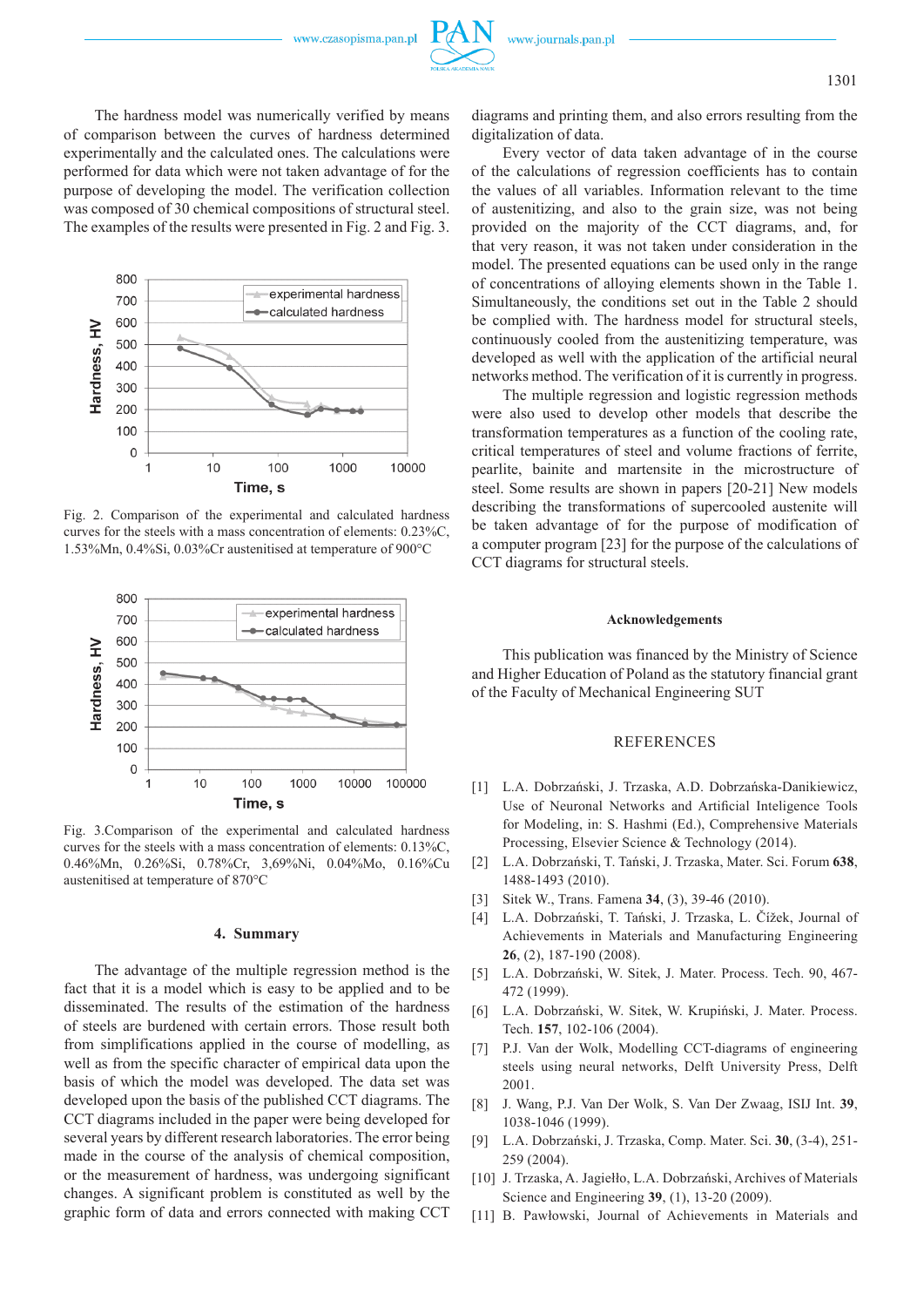The hardness model was numerically verified by means of comparison between the curves of hardness determined experimentally and the calculated ones. The calculations were performed for data which were not taken advantage of for the purpose of developing the model. The verification collection was composed of 30 chemical compositions of structural steel. The examples of the results were presented in Fig. 2 and Fig. 3.

800
700
600
500
400
300
200
100
0
Hardness, HV
1 10 100 1000 10000
Time, s
experimental hardness
calculated hardness

Fig. 2. Comparison of the experimental and calculated hardness curves for the steels with a mass concentration of elements: 0.23%C, 1.53%Mn, 0.4%Si, 0.03%Cr austenitised at temperature of 900°C

800
700
600
500
400
300
200
100
0
Hardness, HV
1 10 100 1000 10000 100000
Time, s
experimental hardness
calculated hardness

Fig. 3.Comparison of the experimental and calculated hardness curves for the steels with a mass concentration of elements: 0.13%C, 0.46%Mn, 0.26%Si, 0.78%Cr, 3,69%Ni, 0.04%Mo, 0.16%Cu austenitised at temperature of 870°C

## 4. Summary

The advantage of the multiple regression method is the fact that it is a model which is easy to be applied and to be disseminated. The results of the estimation of the hardness of steels are burdened with certain errors. Those result both from simplifications applied in the course of modelling, as well as from the specific character of empirical data upon the basis of which the model was developed. The data set was developed upon the basis of the published CCT diagrams. The CCT diagrams included in the paper were being developed for several years by different research laboratories. The error being made in the course of the analysis of chemical composition, or the measurement of hardness, was undergoing significant changes. A significant problem is constituted as well by the graphic form of data and errors connected with making CCT diagrams and printing them, and also errors resulting from the digitalization of data.

Every vector of data taken advantage of in the course of the calculations of regression coefficients has to contain the values of all variables. Information relevant to the time of austenitizing, and also to the grain size, was not being provided on the majority of the CCT diagrams, and, for that very reason, it was not taken under consideration in the model. The presented equations can be used only in the range of concentrations of alloying elements shown in the Table 1. Simultaneously, the conditions set out in the Table 2 should be complied with. The hardness model for structural steels, continuously cooled from the austenitizing temperature, was developed as well with the application of the artificial neural networks method. The verification of it is currently in progress.

The multiple regression and logistic regression methods were also used to develop other models that describe the transformation temperatures as a function of the cooling rate, critical temperatures of steel and volume fractions of ferrite, pearlite, bainite and martensite in the microstructure of steel. Some results are shown in papers [20-21] New models describing the transformations of supercooled austenite will be taken advantage of for the purpose of modification of a computer program [23] for the purpose of the calculations of CCT diagrams for structural steels.

### Acknowledgements

This publication was financed by the Ministry of Science and Higher Education of Poland as the statutory financial grant of the Faculty of Mechanical Engineering SUT

## REFERENCES

[1] L.A. Dobrzański, J. Trzaska, A.D. Dobrzańska-Danikiewicz, Use of Neuronal Networks and Artificial Inteligence Tools for Modeling, in: S. Hashmi (Ed.), Comprehensive Materials Processing, Elsevier Science & Technology (2014).

[2] L.A. Dobrzański, T. Tański, J. Trzaska, Mater. Sci. Forum **638**, 1488-1493 (2010).

[3] Sitek W., Trans. Famena **34**, (3), 39-46 (2010).

[4] L.A. Dobrzański, T. Tański, J. Trzaska, L. Čížek, Journal of Achievements in Materials and Manufacturing Engineering **26**, (2), 187-190 (2008).

[5] L.A. Dobrzański, W. Sitek, J. Mater. Process. Tech. 90, 467-472 (1999).

[6] L.A. Dobrzański, W. Sitek, W. Krupiński, J. Mater. Process. Tech. **157**, 102-106 (2004).

[7] P.J. Van der Wolk, Modelling CCT-diagrams of engineering steels using neural networks, Delft University Press, Delft 2001.

[8] J. Wang, P.J. Van Der Wolk, S. Van Der Zwaag, ISIJ Int. **39**, 1038-1046 (1999).

[9] L.A. Dobrzański, J. Trzaska, Comp. Mater. Sci. **30**, (3-4), 251-259 (2004).

[10] J. Trzaska, A. Jagiełło, L.A. Dobrzański, Archives of Materials Science and Engineering **39**, (1), 13-20 (2009).

[11] B. Pawłowski, Journal of Achievements in Materials and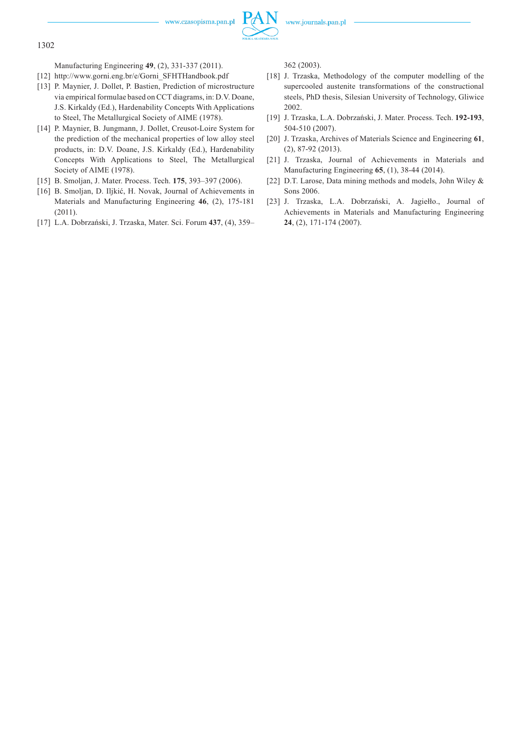Manufacturing Engineering **49**, (2), 331-337 (2011).

[12] http://www.gorni.eng.br/e/Gorni_SFHTHandbook.pdf

[13] P. Maynier, J. Dollet, P. Bastien, Prediction of microstructure via empirical formulae based on CCT diagrams, in: D.V. Doane, J.S. Kirkaldy (Ed.), Hardenability Concepts With Applications to Steel, The Metallurgical Society of AIME (1978).

[14] P. Maynier, B. Jungmann, J. Dollet, Creusot-Loire System for the prediction of the mechanical properties of low alloy steel products, in: D.V. Doane, J.S. Kirkaldy (Ed.), Hardenability Concepts With Applications to Steel, The Metallurgical Society of AIME (1978).

[15] B. Smoljan, J. Mater. Process. Tech. **175**, 393–397 (2006).

[16] B. Smoljan, D. Iljkić, H. Novak, Journal of Achievements in Materials and Manufacturing Engineering **46**, (2), 175-181 (2011).

[17] L.A. Dobrzański, J. Trzaska, Mater. Sci. Forum **437**, (4), 359–362 (2003).

[18] J. Trzaska, Methodology of the computer modelling of the supercooled austenite transformations of the constructional steels, PhD thesis, Silesian University of Technology, Gliwice 2002.

[19] J. Trzaska, L.A. Dobrzański, J. Mater. Process. Tech. **192-193**, 504-510 (2007).

[20] J. Trzaska, Archives of Materials Science and Engineering **61**, (2), 87-92 (2013).

[21] J. Trzaska, Journal of Achievements in Materials and Manufacturing Engineering **65**, (1), 38-44 (2014).

[22] D.T. Larose, Data mining methods and models, John Wiley & Sons 2006.

[23] J. Trzaska, L.A. Dobrzański, A. Jagiełło., Journal of Achievements in Materials and Manufacturing Engineering **24**, (2), 171-174 (2007).